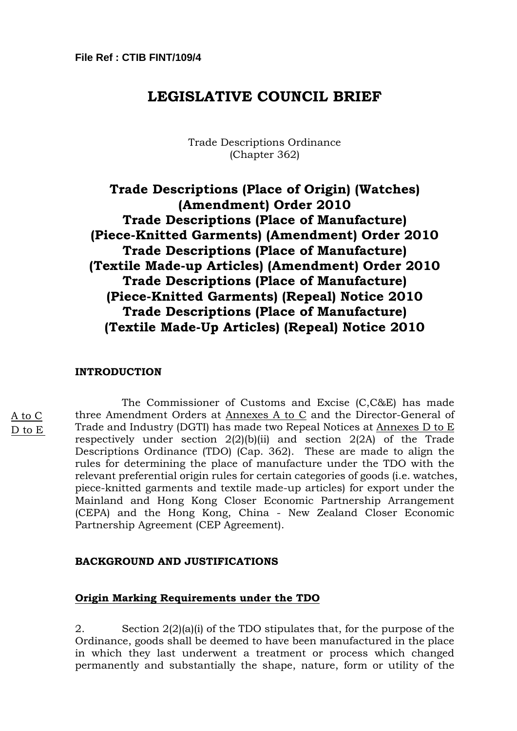File Ref : CTIB FINT/109/4

# LEGISLATIVE COUNCIL BRIEF

Trade Descriptions Ordinance
(Chapter 362)

## Trade Descriptions (Place of Origin) (Watches) (Amendment) Order 2010
## Trade Descriptions (Place of Manufacture) (Piece-Knitted Garments) (Amendment) Order 2010
## Trade Descriptions (Place of Manufacture) (Textile Made-up Articles) (Amendment) Order 2010
## Trade Descriptions (Place of Manufacture) (Piece-Knitted Garments) (Repeal) Notice 2010
## Trade Descriptions (Place of Manufacture) (Textile Made-Up Articles) (Repeal) Notice 2010

### INTRODUCTION

A to C
D to E

The Commissioner of Customs and Excise (C,C&E) has made three Amendment Orders at Annexes A to C and the Director-General of Trade and Industry (DGTI) has made two Repeal Notices at Annexes D to E respectively under section 2(2)(b)(ii) and section 2(2A) of the Trade Descriptions Ordinance (TDO) (Cap. 362). These are made to align the rules for determining the place of manufacture under the TDO with the relevant preferential origin rules for certain categories of goods (i.e. watches, piece-knitted garments and textile made-up articles) for export under the Mainland and Hong Kong Closer Economic Partnership Arrangement (CEPA) and the Hong Kong, China - New Zealand Closer Economic Partnership Agreement (CEP Agreement).

### BACKGROUND AND JUSTIFICATIONS

#### Origin Marking Requirements under the TDO

2. Section 2(2)(a)(i) of the TDO stipulates that, for the purpose of the Ordinance, goods shall be deemed to have been manufactured in the place in which they last underwent a treatment or process which changed permanently and substantially the shape, nature, form or utility of the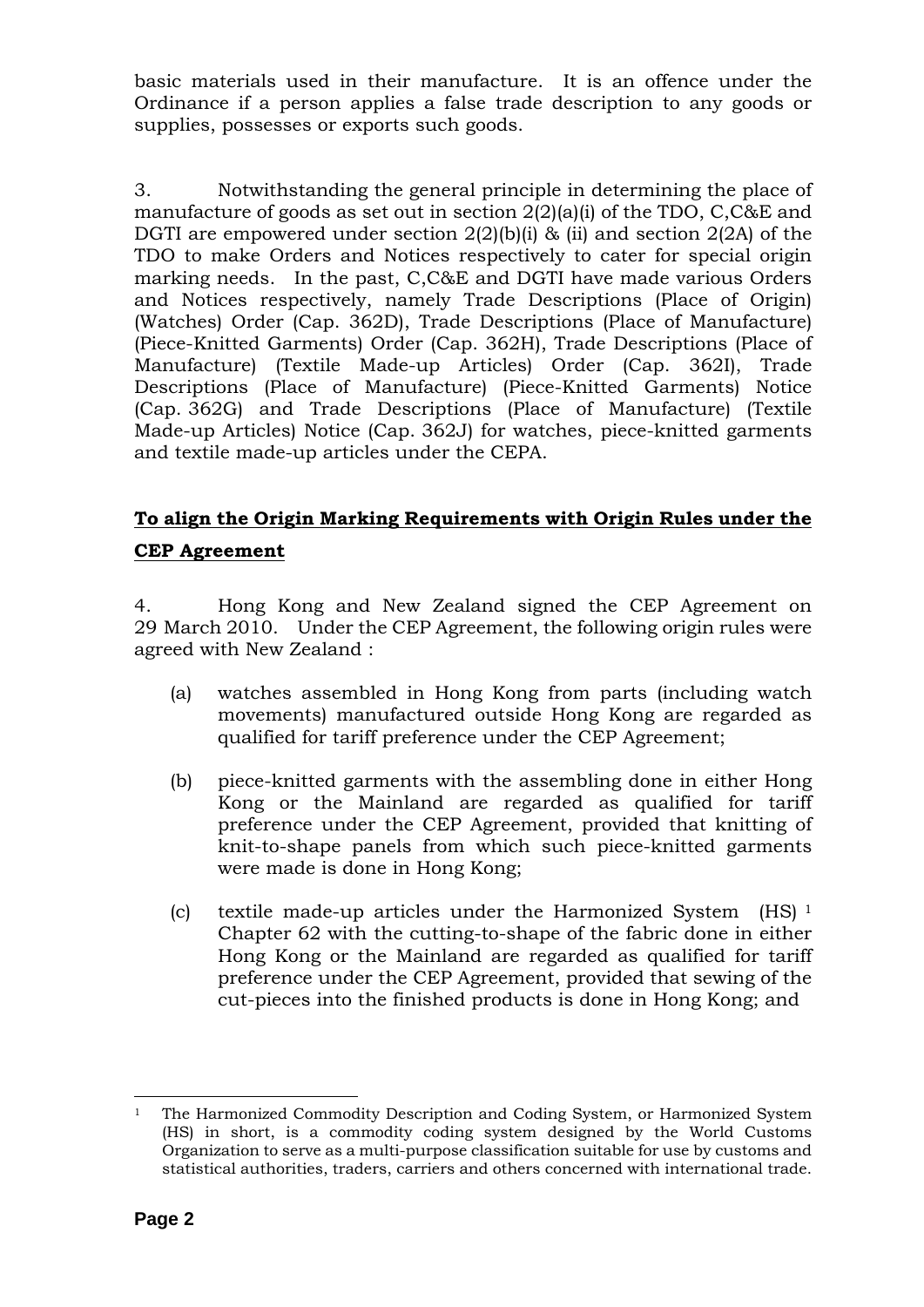basic materials used in their manufacture. It is an offence under the Ordinance if a person applies a false trade description to any goods or supplies, possesses or exports such goods.

3. Notwithstanding the general principle in determining the place of manufacture of goods as set out in section 2(2)(a)(i) of the TDO, C,C&E and DGTI are empowered under section 2(2)(b)(i) & (ii) and section 2(2A) of the TDO to make Orders and Notices respectively to cater for special origin marking needs. In the past, C,C&E and DGTI have made various Orders and Notices respectively, namely Trade Descriptions (Place of Origin) (Watches) Order (Cap. 362D), Trade Descriptions (Place of Manufacture) (Piece-Knitted Garments) Order (Cap. 362H), Trade Descriptions (Place of Manufacture) (Textile Made-up Articles) Order (Cap. 362I), Trade Descriptions (Place of Manufacture) (Piece-Knitted Garments) Notice (Cap. 362G) and Trade Descriptions (Place of Manufacture) (Textile Made-up Articles) Notice (Cap. 362J) for watches, piece-knitted garments and textile made-up articles under the CEPA.

**To align the Origin Marking Requirements with Origin Rules under the CEP Agreement**

4. Hong Kong and New Zealand signed the CEP Agreement on 29 March 2010. Under the CEP Agreement, the following origin rules were agreed with New Zealand :

(a) watches assembled in Hong Kong from parts (including watch movements) manufactured outside Hong Kong are regarded as qualified for tariff preference under the CEP Agreement;

(b) piece-knitted garments with the assembling done in either Hong Kong or the Mainland are regarded as qualified for tariff preference under the CEP Agreement, provided that knitting of knit-to-shape panels from which such piece-knitted garments were made is done in Hong Kong;

(c) textile made-up articles under the Harmonized System (HS) [1] Chapter 62 with the cutting-to-shape of the fabric done in either Hong Kong or the Mainland are regarded as qualified for tariff preference under the CEP Agreement, provided that sewing of the cut-pieces into the finished products is done in Hong Kong; and

---

[1] The Harmonized Commodity Description and Coding System, or Harmonized System (HS) in short, is a commodity coding system designed by the World Customs Organization to serve as a multi-purpose classification suitable for use by customs and statistical authorities, traders, carriers and others concerned with international trade.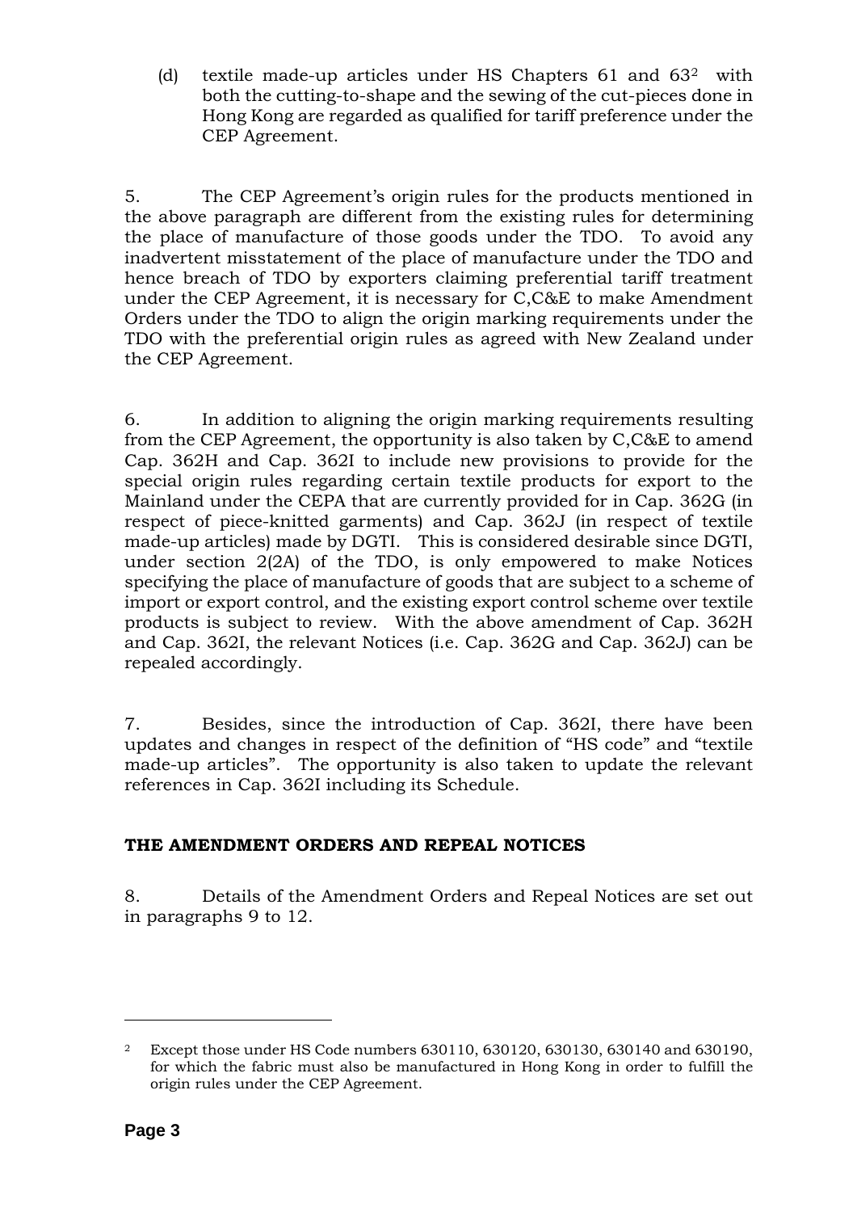(d) textile made-up articles under HS Chapters 61 and 63[2] with both the cutting-to-shape and the sewing of the cut-pieces done in Hong Kong are regarded as qualified for tariff preference under the CEP Agreement.

5. The CEP Agreement's origin rules for the products mentioned in the above paragraph are different from the existing rules for determining the place of manufacture of those goods under the TDO. To avoid any inadvertent misstatement of the place of manufacture under the TDO and hence breach of TDO by exporters claiming preferential tariff treatment under the CEP Agreement, it is necessary for C,C&E to make Amendment Orders under the TDO to align the origin marking requirements under the TDO with the preferential origin rules as agreed with New Zealand under the CEP Agreement.

6. In addition to aligning the origin marking requirements resulting from the CEP Agreement, the opportunity is also taken by C,C&E to amend Cap. 362H and Cap. 362I to include new provisions to provide for the special origin rules regarding certain textile products for export to the Mainland under the CEPA that are currently provided for in Cap. 362G (in respect of piece-knitted garments) and Cap. 362J (in respect of textile made-up articles) made by DGTI. This is considered desirable since DGTI, under section 2(2A) of the TDO, is only empowered to make Notices specifying the place of manufacture of goods that are subject to a scheme of import or export control, and the existing export control scheme over textile products is subject to review. With the above amendment of Cap. 362H and Cap. 362I, the relevant Notices (i.e. Cap. 362G and Cap. 362J) can be repealed accordingly.

7. Besides, since the introduction of Cap. 362I, there have been updates and changes in respect of the definition of "HS code" and "textile made-up articles". The opportunity is also taken to update the relevant references in Cap. 362I including its Schedule.

## THE AMENDMENT ORDERS AND REPEAL NOTICES

8. Details of the Amendment Orders and Repeal Notices are set out in paragraphs 9 to 12.

---

[2] Except those under HS Code numbers 630110, 630120, 630130, 630140 and 630190, for which the fabric must also be manufactured in Hong Kong in order to fulfill the origin rules under the CEP Agreement.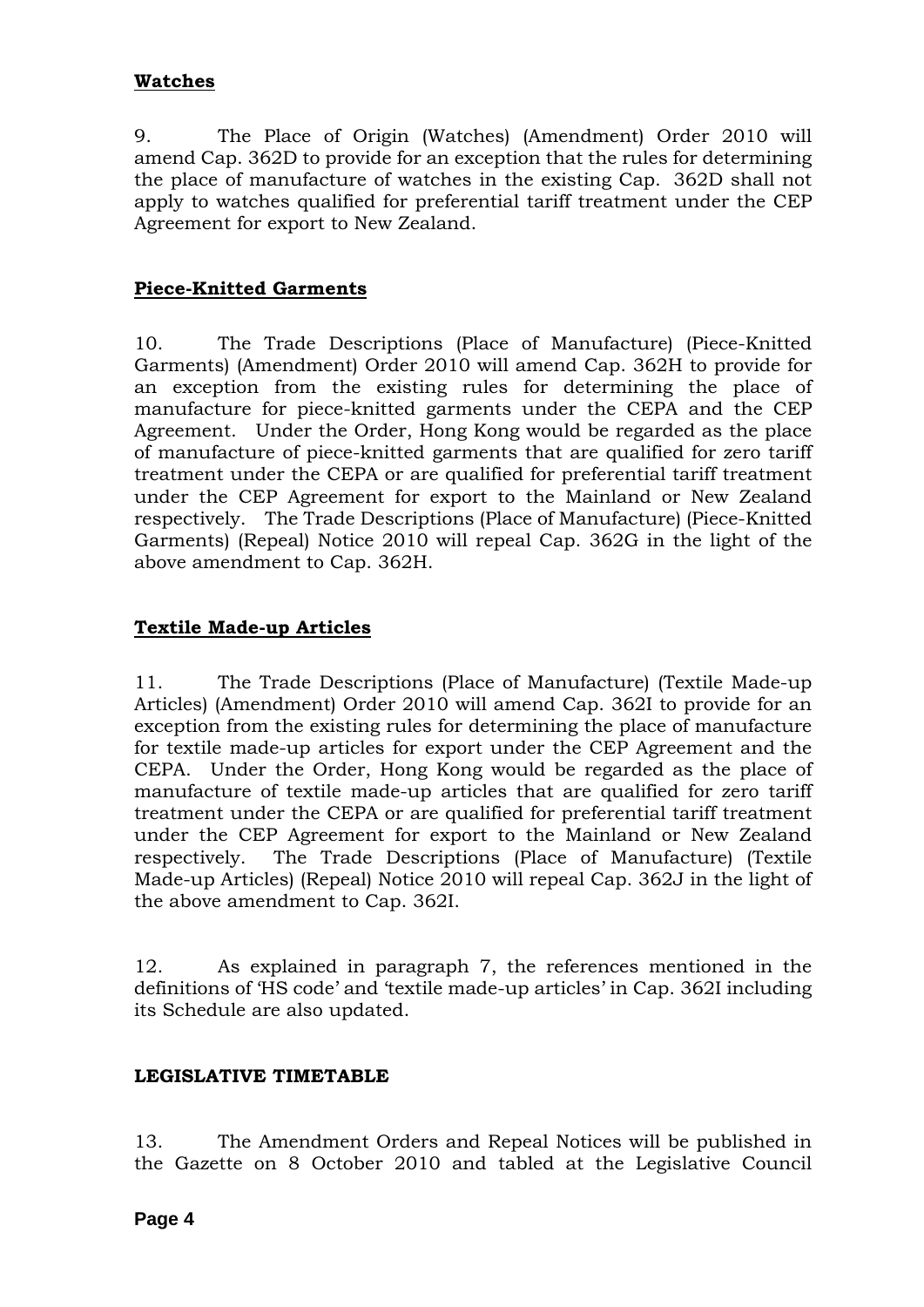**Watches**

9. The Place of Origin (Watches) (Amendment) Order 2010 will amend Cap. 362D to provide for an exception that the rules for determining the place of manufacture of watches in the existing Cap. 362D shall not apply to watches qualified for preferential tariff treatment under the CEP Agreement for export to New Zealand.

**Piece-Knitted Garments**

10. The Trade Descriptions (Place of Manufacture) (Piece-Knitted Garments) (Amendment) Order 2010 will amend Cap. 362H to provide for an exception from the existing rules for determining the place of manufacture for piece-knitted garments under the CEPA and the CEP Agreement. Under the Order, Hong Kong would be regarded as the place of manufacture of piece-knitted garments that are qualified for zero tariff treatment under the CEPA or are qualified for preferential tariff treatment under the CEP Agreement for export to the Mainland or New Zealand respectively. The Trade Descriptions (Place of Manufacture) (Piece-Knitted Garments) (Repeal) Notice 2010 will repeal Cap. 362G in the light of the above amendment to Cap. 362H.

**Textile Made-up Articles**

11. The Trade Descriptions (Place of Manufacture) (Textile Made-up Articles) (Amendment) Order 2010 will amend Cap. 362I to provide for an exception from the existing rules for determining the place of manufacture for textile made-up articles for export under the CEP Agreement and the CEPA. Under the Order, Hong Kong would be regarded as the place of manufacture of textile made-up articles that are qualified for zero tariff treatment under the CEPA or are qualified for preferential tariff treatment under the CEP Agreement for export to the Mainland or New Zealand respectively. The Trade Descriptions (Place of Manufacture) (Textile Made-up Articles) (Repeal) Notice 2010 will repeal Cap. 362J in the light of the above amendment to Cap. 362I.

12. As explained in paragraph 7, the references mentioned in the definitions of 'HS code' and 'textile made-up articles' in Cap. 362I including its Schedule are also updated.

**LEGISLATIVE TIMETABLE**

13. The Amendment Orders and Repeal Notices will be published in the Gazette on 8 October 2010 and tabled at the Legislative Council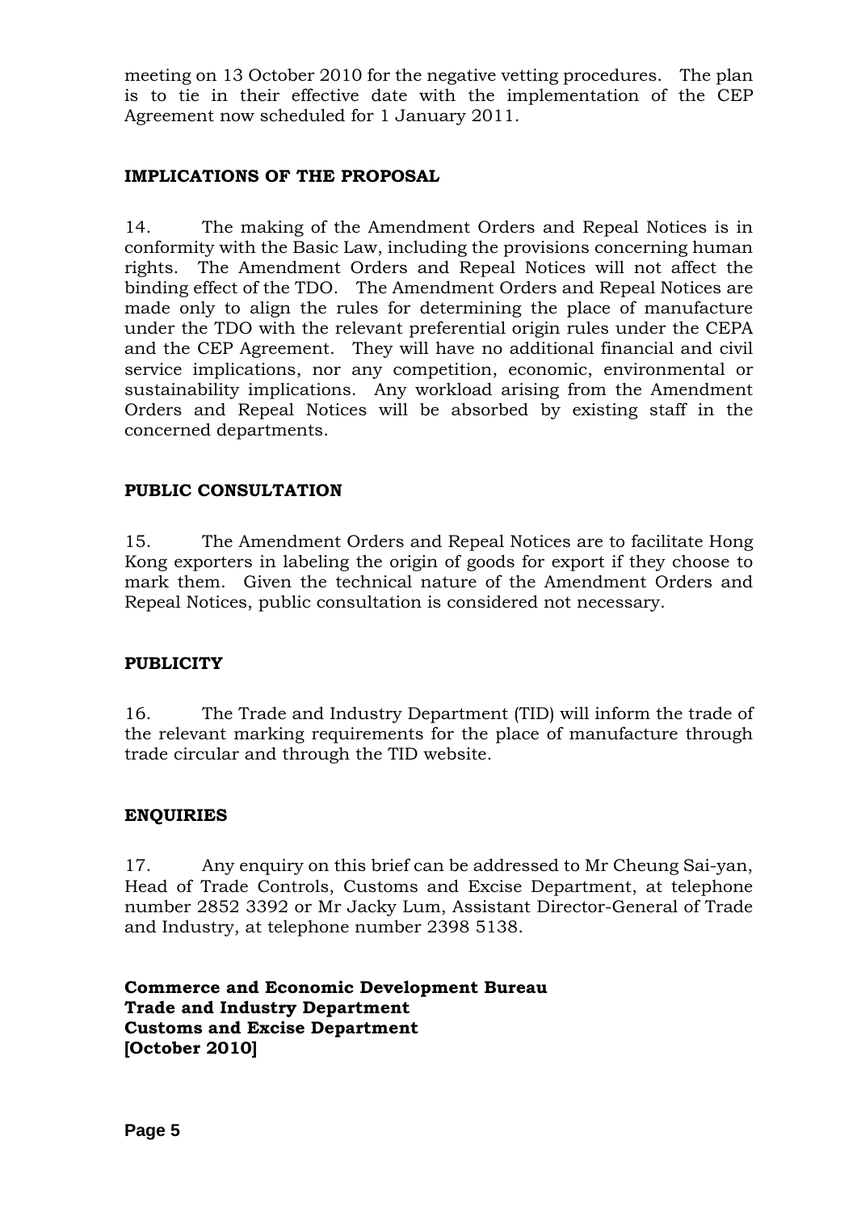meeting on 13 October 2010 for the negative vetting procedures. The plan is to tie in their effective date with the implementation of the CEP Agreement now scheduled for 1 January 2011.

## IMPLICATIONS OF THE PROPOSAL

14. The making of the Amendment Orders and Repeal Notices is in conformity with the Basic Law, including the provisions concerning human rights. The Amendment Orders and Repeal Notices will not affect the binding effect of the TDO. The Amendment Orders and Repeal Notices are made only to align the rules for determining the place of manufacture under the TDO with the relevant preferential origin rules under the CEPA and the CEP Agreement. They will have no additional financial and civil service implications, nor any competition, economic, environmental or sustainability implications. Any workload arising from the Amendment Orders and Repeal Notices will be absorbed by existing staff in the concerned departments.

## PUBLIC CONSULTATION

15. The Amendment Orders and Repeal Notices are to facilitate Hong Kong exporters in labeling the origin of goods for export if they choose to mark them. Given the technical nature of the Amendment Orders and Repeal Notices, public consultation is considered not necessary.

## PUBLICITY

16. The Trade and Industry Department (TID) will inform the trade of the relevant marking requirements for the place of manufacture through trade circular and through the TID website.

## ENQUIRIES

17. Any enquiry on this brief can be addressed to Mr Cheung Sai-yan, Head of Trade Controls, Customs and Excise Department, at telephone number 2852 3392 or Mr Jacky Lum, Assistant Director-General of Trade and Industry, at telephone number 2398 5138.

**Commerce and Economic Development Bureau**
**Trade and Industry Department**
**Customs and Excise Department**
**[October 2010]**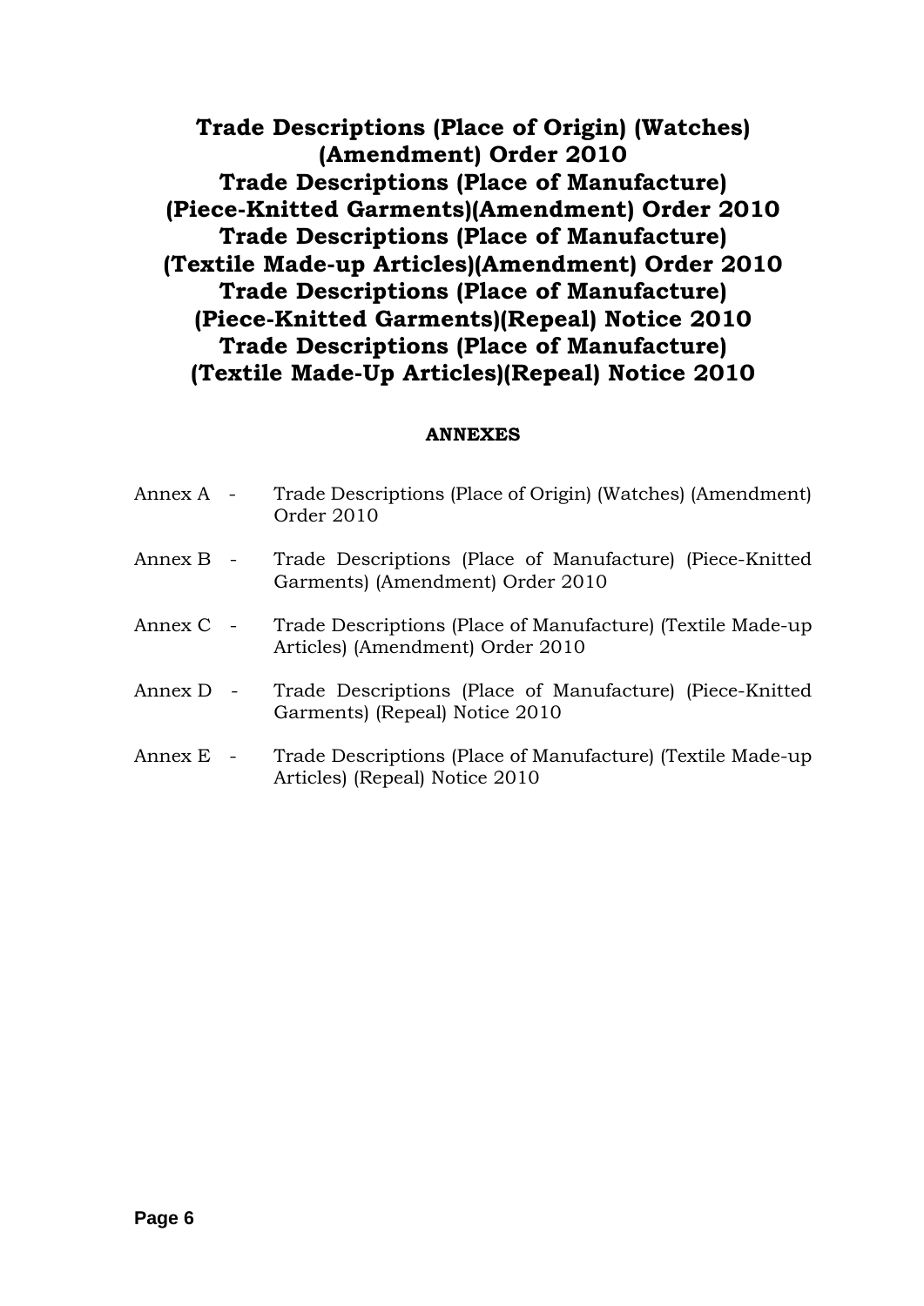# Trade Descriptions (Place of Origin) (Watches) (Amendment) Order 2010
# Trade Descriptions (Place of Manufacture) (Piece-Knitted Garments)(Amendment) Order 2010
# Trade Descriptions (Place of Manufacture) (Textile Made-up Articles)(Amendment) Order 2010
# Trade Descriptions (Place of Manufacture) (Piece-Knitted Garments)(Repeal) Notice 2010
# Trade Descriptions (Place of Manufacture) (Textile Made-Up Articles)(Repeal) Notice 2010

## ANNEXES

| | | |
|---|---|---|
| Annex A | - | Trade Descriptions (Place of Origin) (Watches) (Amendment) Order 2010 |
| Annex B | - | Trade Descriptions (Place of Manufacture) (Piece-Knitted Garments) (Amendment) Order 2010 |
| Annex C | - | Trade Descriptions (Place of Manufacture) (Textile Made-up Articles) (Amendment) Order 2010 |
| Annex D | - | Trade Descriptions (Place of Manufacture) (Piece-Knitted Garments) (Repeal) Notice 2010 |
| Annex E | - | Trade Descriptions (Place of Manufacture) (Textile Made-up Articles) (Repeal) Notice 2010 |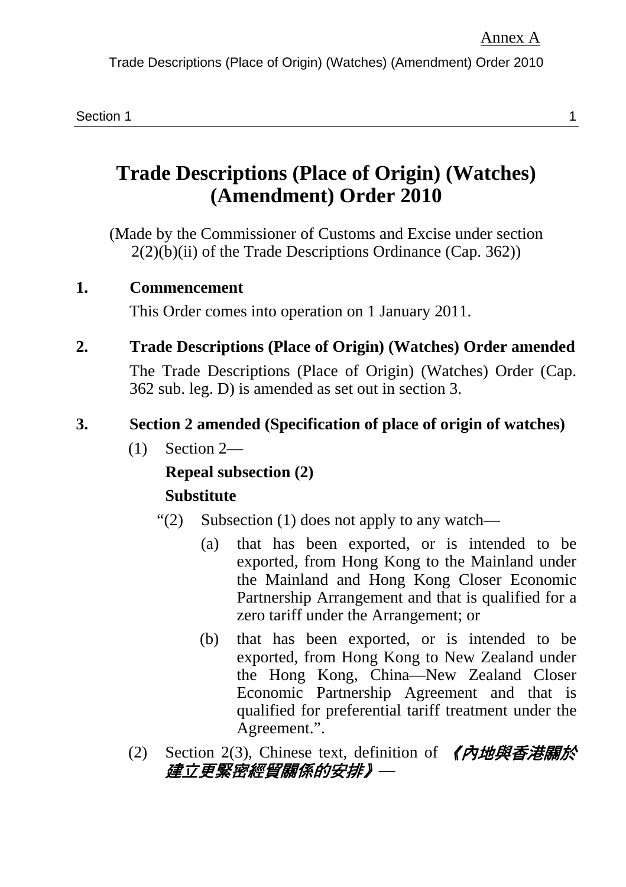Annex A

# Trade Descriptions (Place of Origin) (Watches) (Amendment) Order 2010

(Made by the Commissioner of Customs and Excise under section 2(2)(b)(ii) of the Trade Descriptions Ordinance (Cap. 362))

## 1. Commencement

This Order comes into operation on 1 January 2011.

## 2. Trade Descriptions (Place of Origin) (Watches) Order amended

The Trade Descriptions (Place of Origin) (Watches) Order (Cap. 362 sub. leg. D) is amended as set out in section 3.

## 3. Section 2 amended (Specification of place of origin of watches)

(1) Section 2—

**Repeal subsection (2)**

**Substitute**

"(2) Subsection (1) does not apply to any watch—

(a) that has been exported, or is intended to be exported, from Hong Kong to the Mainland under the Mainland and Hong Kong Closer Economic Partnership Arrangement and that is qualified for a zero tariff under the Arrangement; or

(b) that has been exported, or is intended to be exported, from Hong Kong to New Zealand under the Hong Kong, China—New Zealand Closer Economic Partnership Agreement and that is qualified for preferential tariff treatment under the Agreement.".

(2) Section 2(3), Chinese text, definition of ***《內地與香港關於建立更緊密經貿關係的安排》***—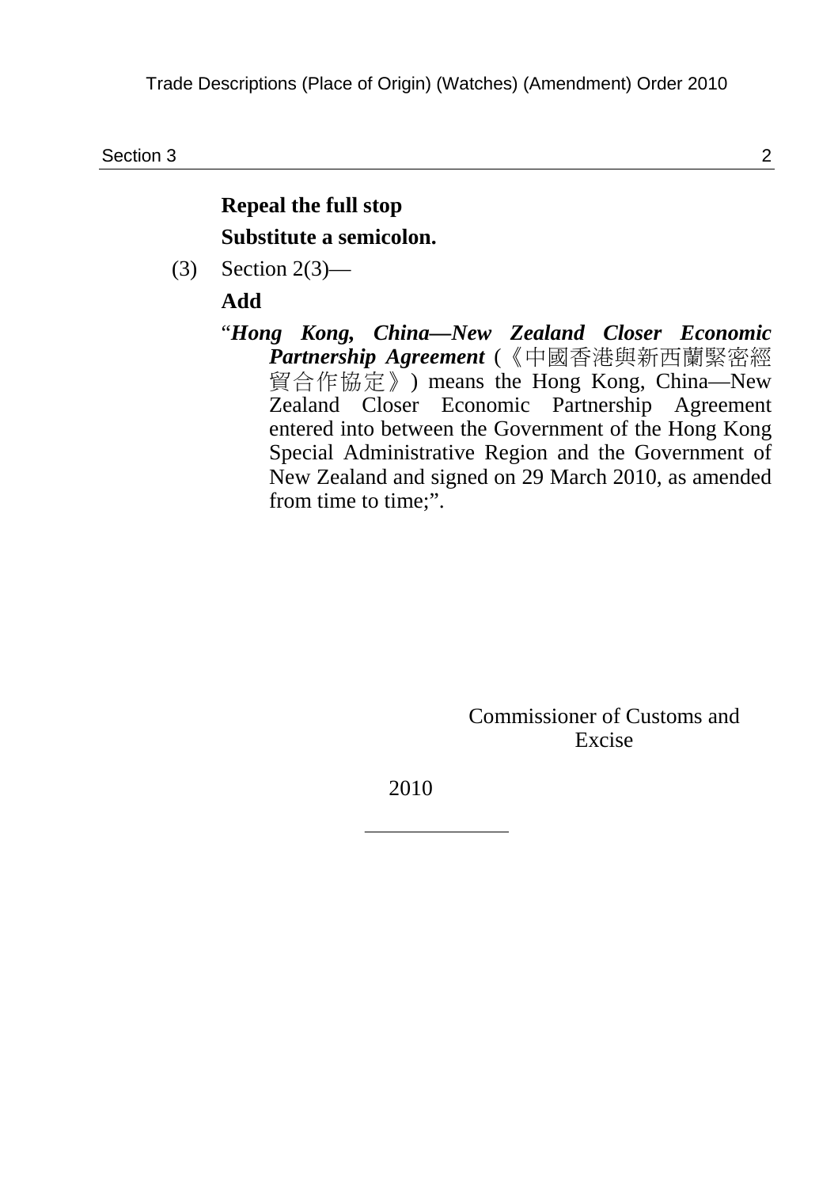**Repeal the full stop**

**Substitute a semicolon.**

(3) Section 2(3)—

**Add**

"***Hong Kong, China—New Zealand Closer Economic Partnership Agreement*** (《中國香港與新西蘭緊密經貿合作協定》) means the Hong Kong, China—New Zealand Closer Economic Partnership Agreement entered into between the Government of the Hong Kong Special Administrative Region and the Government of New Zealand and signed on 29 March 2010, as amended from time to time;".

Commissioner of Customs and Excise

2010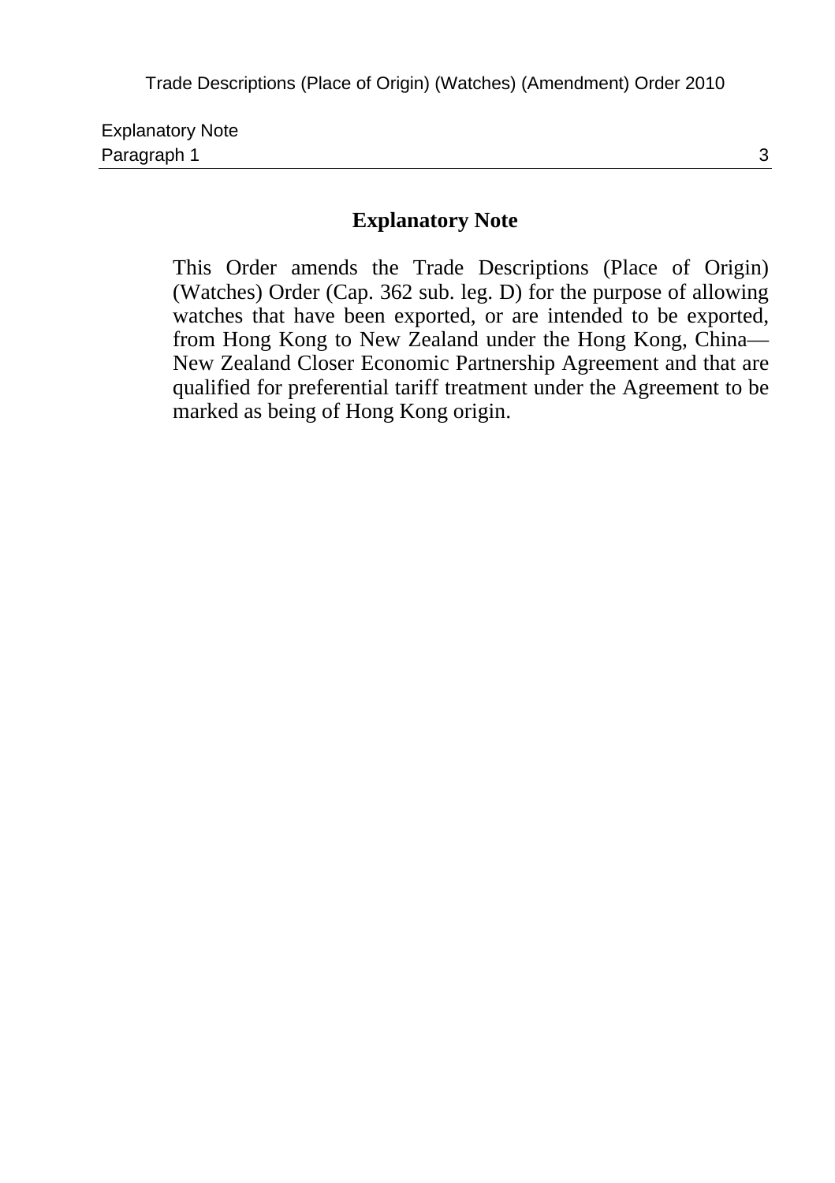## Explanatory Note

This Order amends the Trade Descriptions (Place of Origin) (Watches) Order (Cap. 362 sub. leg. D) for the purpose of allowing watches that have been exported, or are intended to be exported, from Hong Kong to New Zealand under the Hong Kong, China—New Zealand Closer Economic Partnership Agreement and that are qualified for preferential tariff treatment under the Agreement to be marked as being of Hong Kong origin.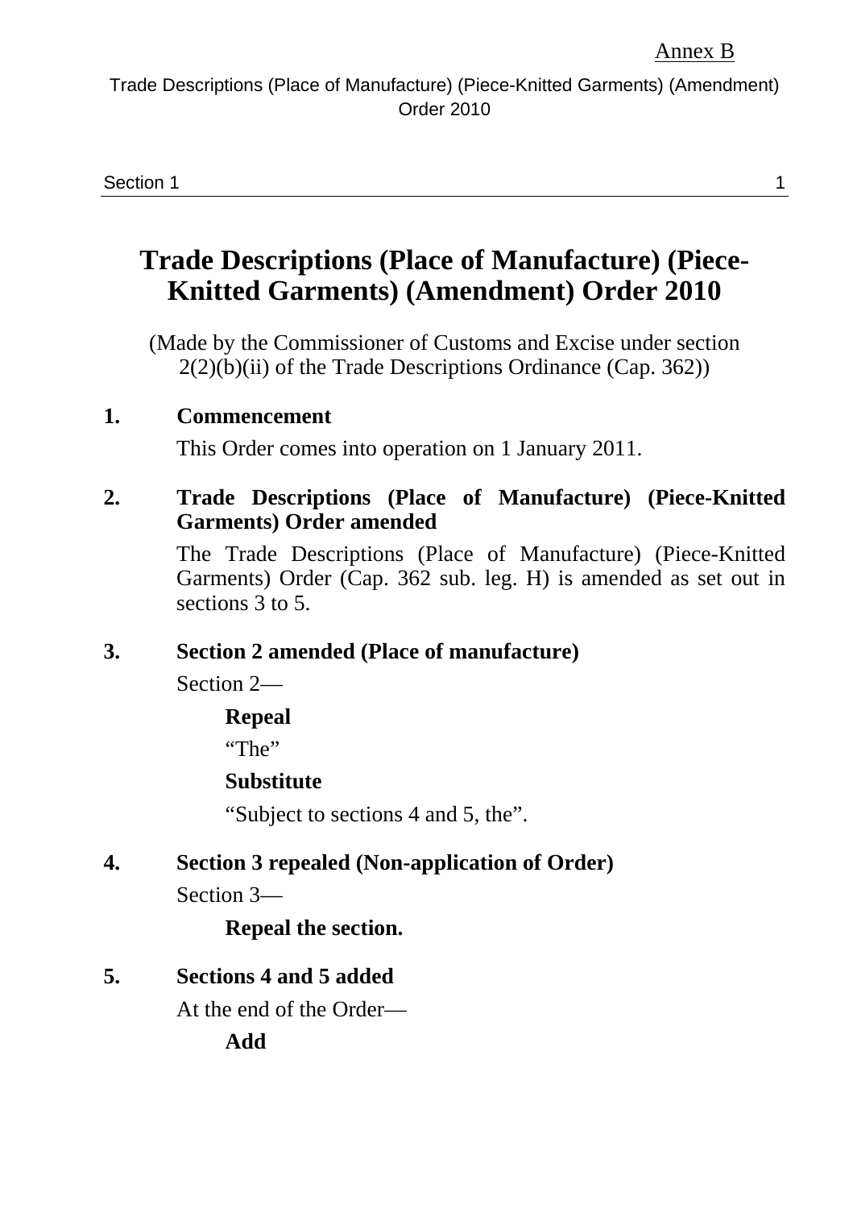Annex B

# Trade Descriptions (Place of Manufacture) (Piece-Knitted Garments) (Amendment) Order 2010

(Made by the Commissioner of Customs and Excise under section 2(2)(b)(ii) of the Trade Descriptions Ordinance (Cap. 362))

**1. Commencement**

This Order comes into operation on 1 January 2011.

**2. Trade Descriptions (Place of Manufacture) (Piece-Knitted Garments) Order amended**

The Trade Descriptions (Place of Manufacture) (Piece-Knitted Garments) Order (Cap. 362 sub. leg. H) is amended as set out in sections 3 to 5.

**3. Section 2 amended (Place of manufacture)**

Section 2—

**Repeal**

"The"

**Substitute**

"Subject to sections 4 and 5, the".

**4. Section 3 repealed (Non-application of Order)**

Section 3—

**Repeal the section.**

**5. Sections 4 and 5 added**

At the end of the Order—

**Add**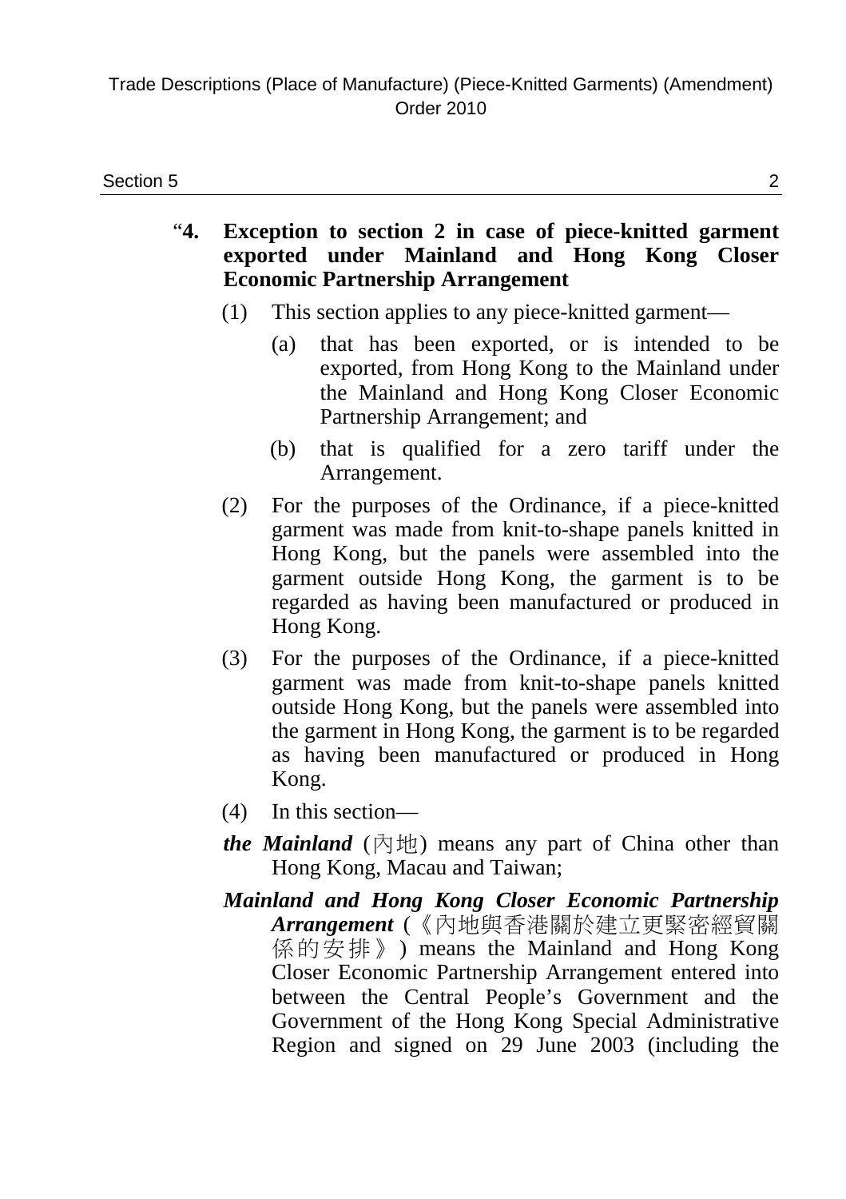“**4. Exception to section 2 in case of piece-knitted garment exported under Mainland and Hong Kong Closer Economic Partnership Arrangement**

(1) This section applies to any piece-knitted garment—

(a) that has been exported, or is intended to be exported, from Hong Kong to the Mainland under the Mainland and Hong Kong Closer Economic Partnership Arrangement; and

(b) that is qualified for a zero tariff under the Arrangement.

(2) For the purposes of the Ordinance, if a piece-knitted garment was made from knit-to-shape panels knitted in Hong Kong, but the panels were assembled into the garment outside Hong Kong, the garment is to be regarded as having been manufactured or produced in Hong Kong.

(3) For the purposes of the Ordinance, if a piece-knitted garment was made from knit-to-shape panels knitted outside Hong Kong, but the panels were assembled into the garment in Hong Kong, the garment is to be regarded as having been manufactured or produced in Hong Kong.

(4) In this section—

***the Mainland*** (內地) means any part of China other than Hong Kong, Macau and Taiwan;

***Mainland and Hong Kong Closer Economic Partnership Arrangement*** (《內地與香港關於建立更緊密經貿關係的安排》) means the Mainland and Hong Kong Closer Economic Partnership Arrangement entered into between the Central People’s Government and the Government of the Hong Kong Special Administrative Region and signed on 29 June 2003 (including the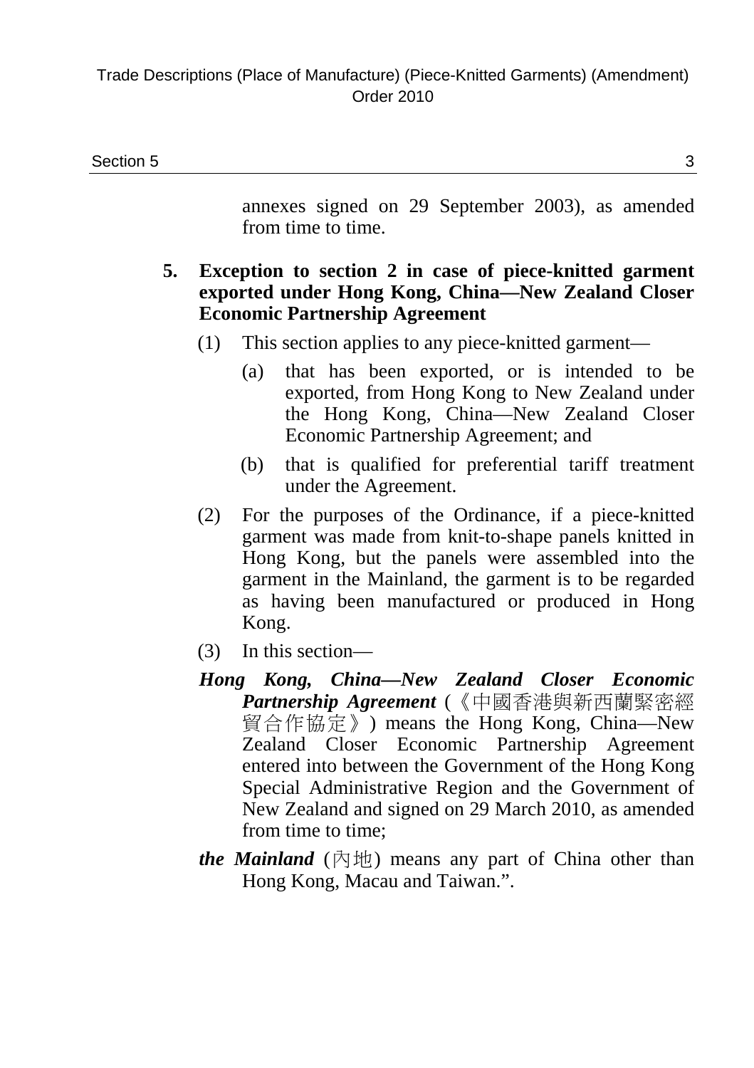annexes signed on 29 September 2003), as amended from time to time.

**5. Exception to section 2 in case of piece-knitted garment exported under Hong Kong, China—New Zealand Closer Economic Partnership Agreement**

(1) This section applies to any piece-knitted garment—

(a) that has been exported, or is intended to be exported, from Hong Kong to New Zealand under the Hong Kong, China—New Zealand Closer Economic Partnership Agreement; and

(b) that is qualified for preferential tariff treatment under the Agreement.

(2) For the purposes of the Ordinance, if a piece-knitted garment was made from knit-to-shape panels knitted in Hong Kong, but the panels were assembled into the garment in the Mainland, the garment is to be regarded as having been manufactured or produced in Hong Kong.

(3) In this section—

***Hong Kong, China—New Zealand Closer Economic Partnership Agreement*** (《中國香港與新西蘭緊密經貿合作協定》) means the Hong Kong, China—New Zealand Closer Economic Partnership Agreement entered into between the Government of the Hong Kong Special Administrative Region and the Government of New Zealand and signed on 29 March 2010, as amended from time to time;

***the Mainland*** (內地) means any part of China other than Hong Kong, Macau and Taiwan.".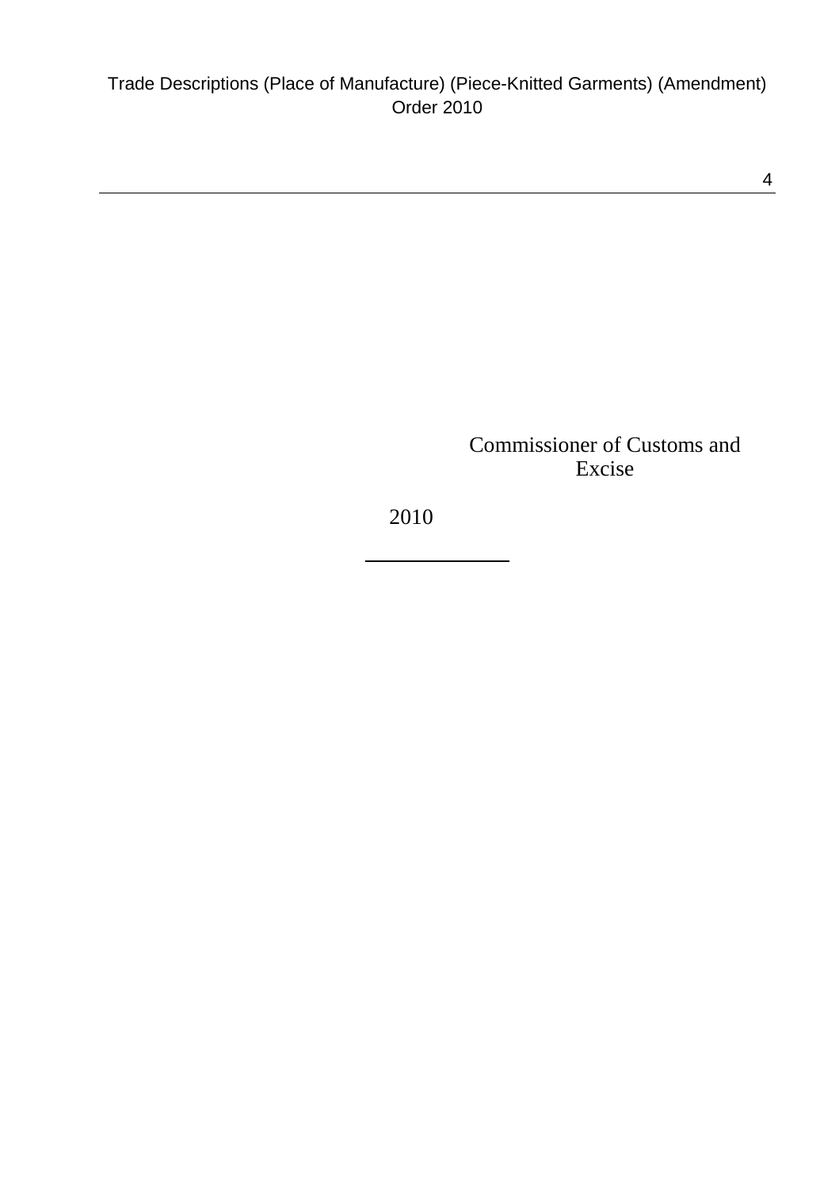Commissioner of Customs and Excise

2010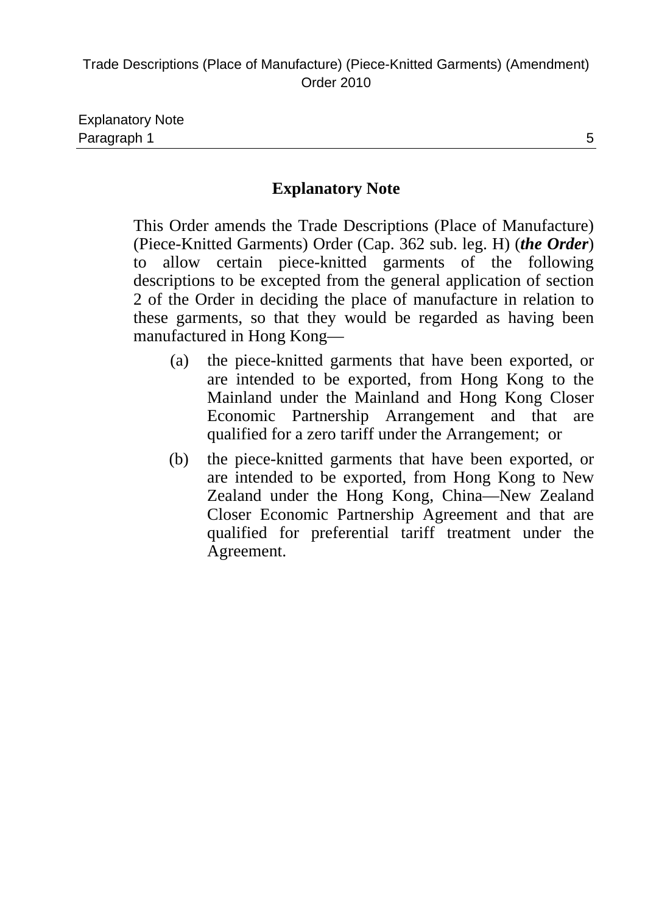## Explanatory Note

This Order amends the Trade Descriptions (Place of Manufacture) (Piece-Knitted Garments) Order (Cap. 362 sub. leg. H) (***the Order***) to allow certain piece-knitted garments of the following descriptions to be excepted from the general application of section 2 of the Order in deciding the place of manufacture in relation to these garments, so that they would be regarded as having been manufactured in Hong Kong—

(a) the piece-knitted garments that have been exported, or are intended to be exported, from Hong Kong to the Mainland under the Mainland and Hong Kong Closer Economic Partnership Arrangement and that are qualified for a zero tariff under the Arrangement; or

(b) the piece-knitted garments that have been exported, or are intended to be exported, from Hong Kong to New Zealand under the Hong Kong, China—New Zealand Closer Economic Partnership Agreement and that are qualified for preferential tariff treatment under the Agreement.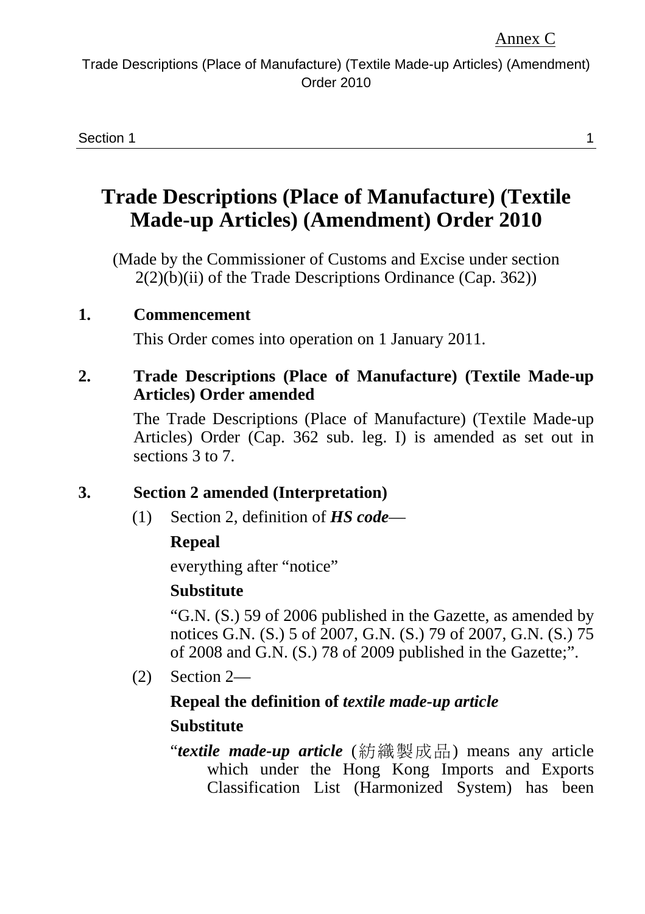Annex C

# Trade Descriptions (Place of Manufacture) (Textile Made-up Articles) (Amendment) Order 2010

(Made by the Commissioner of Customs and Excise under section 2(2)(b)(ii) of the Trade Descriptions Ordinance (Cap. 362))

**1. Commencement**

This Order comes into operation on 1 January 2011.

**2. Trade Descriptions (Place of Manufacture) (Textile Made-up Articles) Order amended**

The Trade Descriptions (Place of Manufacture) (Textile Made-up Articles) Order (Cap. 362 sub. leg. I) is amended as set out in sections 3 to 7.

**3. Section 2 amended (Interpretation)**

(1) Section 2, definition of ***HS code***—

**Repeal**

everything after "notice"

**Substitute**

"G.N. (S.) 59 of 2006 published in the Gazette, as amended by notices G.N. (S.) 5 of 2007, G.N. (S.) 79 of 2007, G.N. (S.) 75 of 2008 and G.N. (S.) 78 of 2009 published in the Gazette;".

(2) Section 2—

**Repeal the definition of *textile made-up article***

**Substitute**

"***textile made-up article*** (紡織製成品) means any article which under the Hong Kong Imports and Exports Classification List (Harmonized System) has been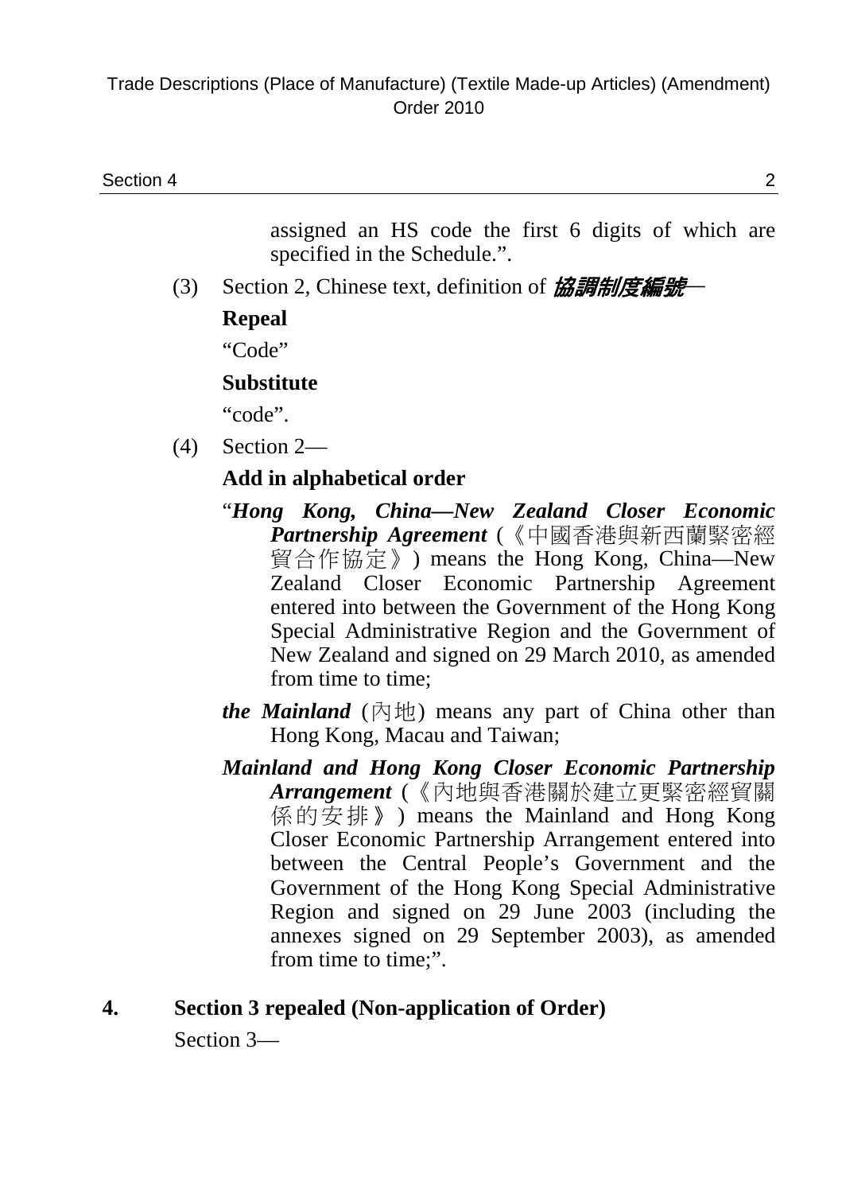assigned an HS code the first 6 digits of which are specified in the Schedule.".

(3) Section 2, Chinese text, definition of ***協調制度編號***—

**Repeal**

"Code"

**Substitute**

"code".

(4) Section 2—

**Add in alphabetical order**

"***Hong Kong, China—New Zealand Closer Economic Partnership Agreement*** (《中國香港與新西蘭緊密經貿合作協定》) means the Hong Kong, China—New Zealand Closer Economic Partnership Agreement entered into between the Government of the Hong Kong Special Administrative Region and the Government of New Zealand and signed on 29 March 2010, as amended from time to time;

***the Mainland*** (內地) means any part of China other than Hong Kong, Macau and Taiwan;

***Mainland and Hong Kong Closer Economic Partnership Arrangement*** (《內地與香港關於建立更緊密經貿關係的安排》) means the Mainland and Hong Kong Closer Economic Partnership Arrangement entered into between the Central People's Government and the Government of the Hong Kong Special Administrative Region and signed on 29 June 2003 (including the annexes signed on 29 September 2003), as amended from time to time;".

## 4. Section 3 repealed (Non-application of Order)

Section 3—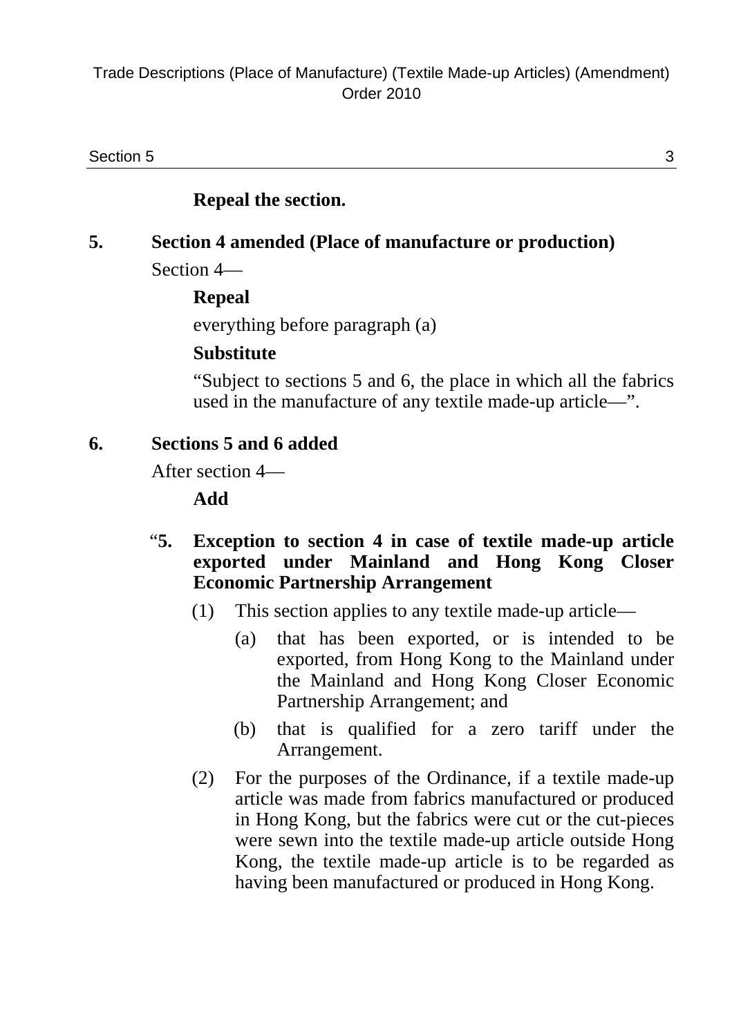**Repeal the section.**

**5. Section 4 amended (Place of manufacture or production)**

Section 4—

**Repeal**

everything before paragraph (a)

**Substitute**

"Subject to sections 5 and 6, the place in which all the fabrics used in the manufacture of any textile made-up article—".

**6. Sections 5 and 6 added**

After section 4—

**Add**

"**5. Exception to section 4 in case of textile made-up article exported under Mainland and Hong Kong Closer Economic Partnership Arrangement**

(1) This section applies to any textile made-up article—

(a) that has been exported, or is intended to be exported, from Hong Kong to the Mainland under the Mainland and Hong Kong Closer Economic Partnership Arrangement; and

(b) that is qualified for a zero tariff under the Arrangement.

(2) For the purposes of the Ordinance, if a textile made-up article was made from fabrics manufactured or produced in Hong Kong, but the fabrics were cut or the cut-pieces were sewn into the textile made-up article outside Hong Kong, the textile made-up article is to be regarded as having been manufactured or produced in Hong Kong.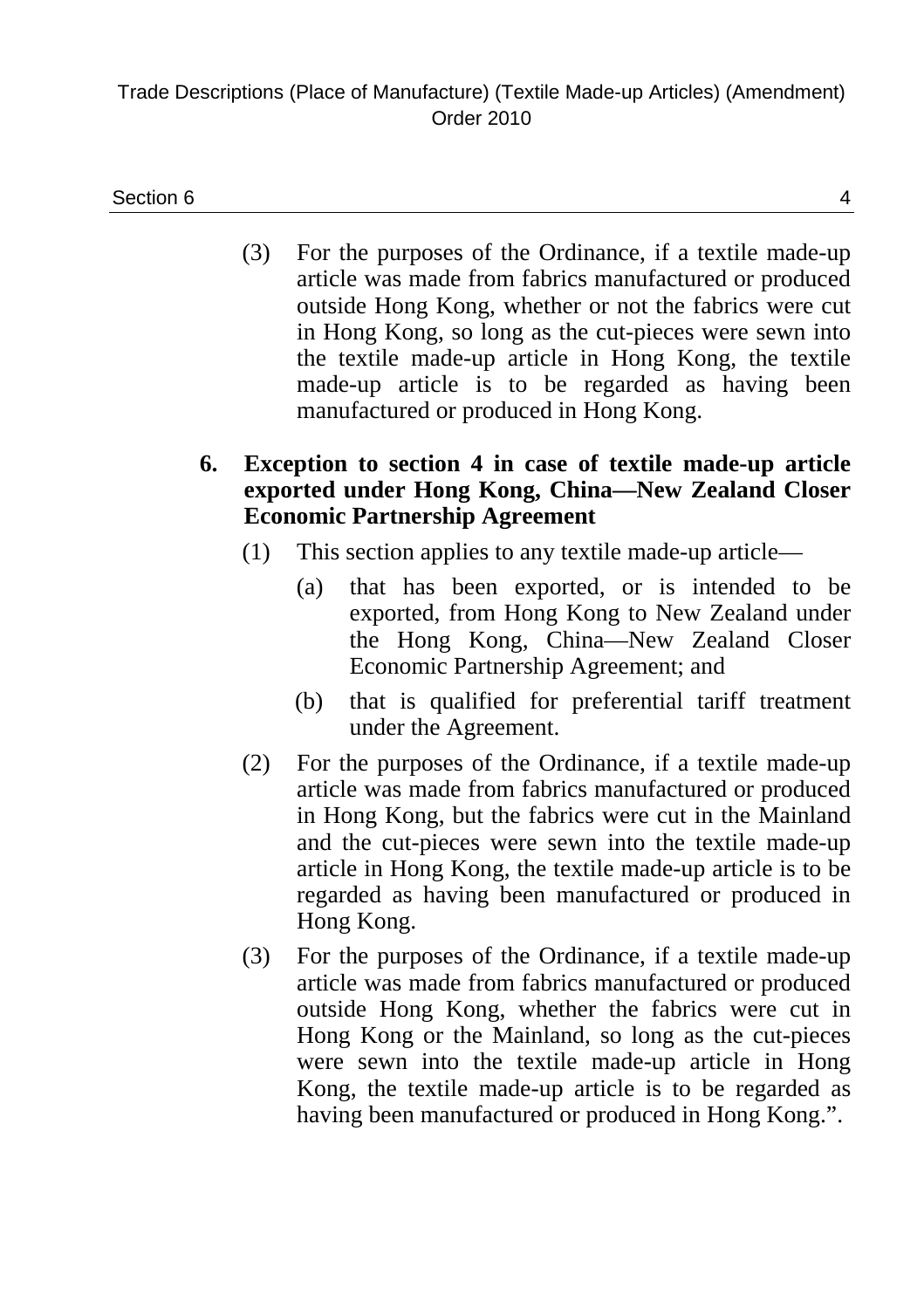(3) For the purposes of the Ordinance, if a textile made-up article was made from fabrics manufactured or produced outside Hong Kong, whether or not the fabrics were cut in Hong Kong, so long as the cut-pieces were sewn into the textile made-up article in Hong Kong, the textile made-up article is to be regarded as having been manufactured or produced in Hong Kong.

**6. Exception to section 4 in case of textile made-up article exported under Hong Kong, China—New Zealand Closer Economic Partnership Agreement**

(1) This section applies to any textile made-up article—

(a) that has been exported, or is intended to be exported, from Hong Kong to New Zealand under the Hong Kong, China—New Zealand Closer Economic Partnership Agreement; and

(b) that is qualified for preferential tariff treatment under the Agreement.

(2) For the purposes of the Ordinance, if a textile made-up article was made from fabrics manufactured or produced in Hong Kong, but the fabrics were cut in the Mainland and the cut-pieces were sewn into the textile made-up article in Hong Kong, the textile made-up article is to be regarded as having been manufactured or produced in Hong Kong.

(3) For the purposes of the Ordinance, if a textile made-up article was made from fabrics manufactured or produced outside Hong Kong, whether the fabrics were cut in Hong Kong or the Mainland, so long as the cut-pieces were sewn into the textile made-up article in Hong Kong, the textile made-up article is to be regarded as having been manufactured or produced in Hong Kong.".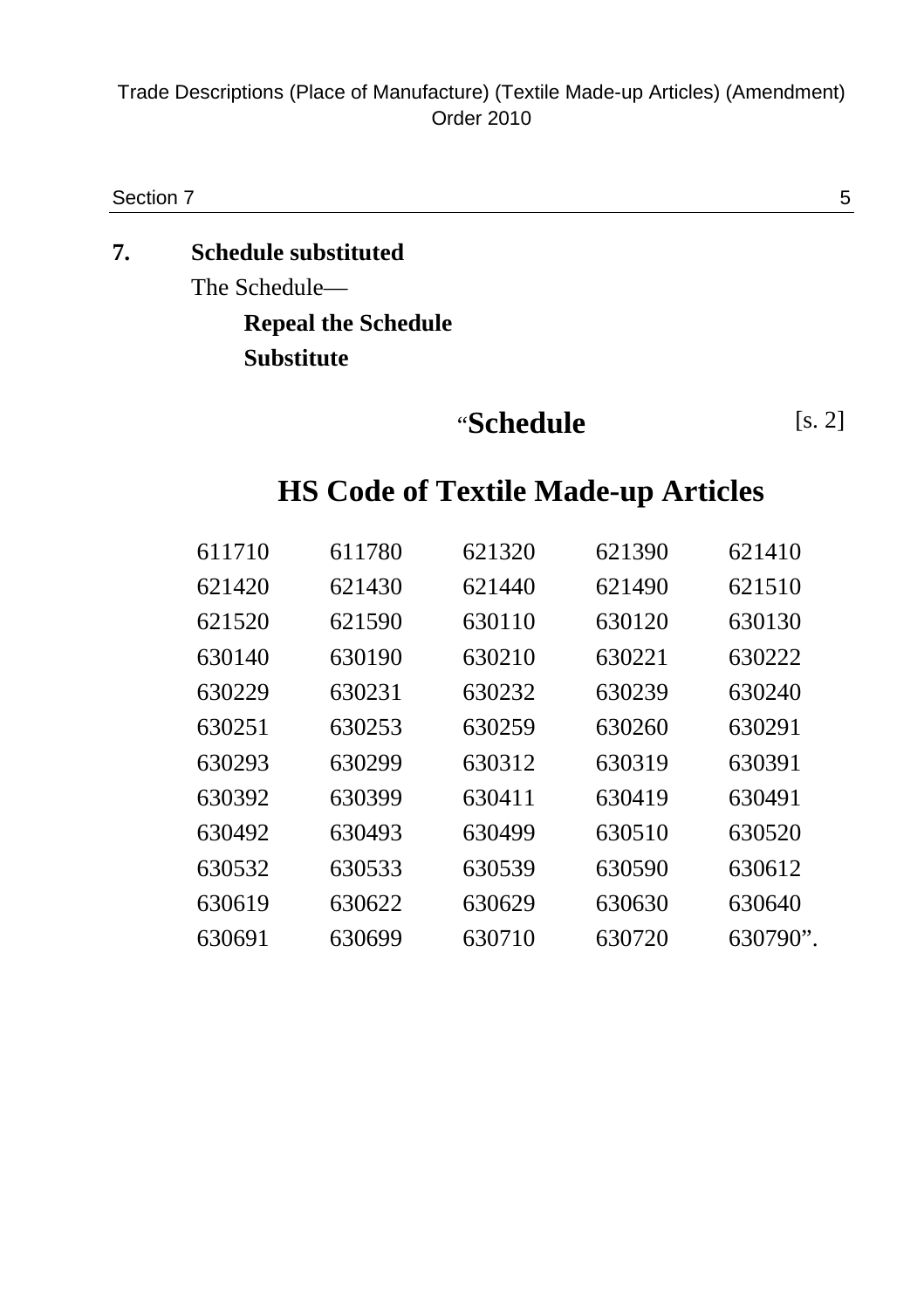**7. Schedule substituted**

The Schedule—

**Repeal the Schedule**

**Substitute**

“**Schedule** [s. 2]

## HS Code of Textile Made-up Articles

| | | | | |
|---|---|---|---|---|
| 611710 | 611780 | 621320 | 621390 | 621410 |
| 621420 | 621430 | 621440 | 621490 | 621510 |
| 621520 | 621590 | 630110 | 630120 | 630130 |
| 630140 | 630190 | 630210 | 630221 | 630222 |
| 630229 | 630231 | 630232 | 630239 | 630240 |
| 630251 | 630253 | 630259 | 630260 | 630291 |
| 630293 | 630299 | 630312 | 630319 | 630391 |
| 630392 | 630399 | 630411 | 630419 | 630491 |
| 630492 | 630493 | 630499 | 630510 | 630520 |
| 630532 | 630533 | 630539 | 630590 | 630612 |
| 630619 | 630622 | 630629 | 630630 | 630640 |
| 630691 | 630699 | 630710 | 630720 | 630790”. |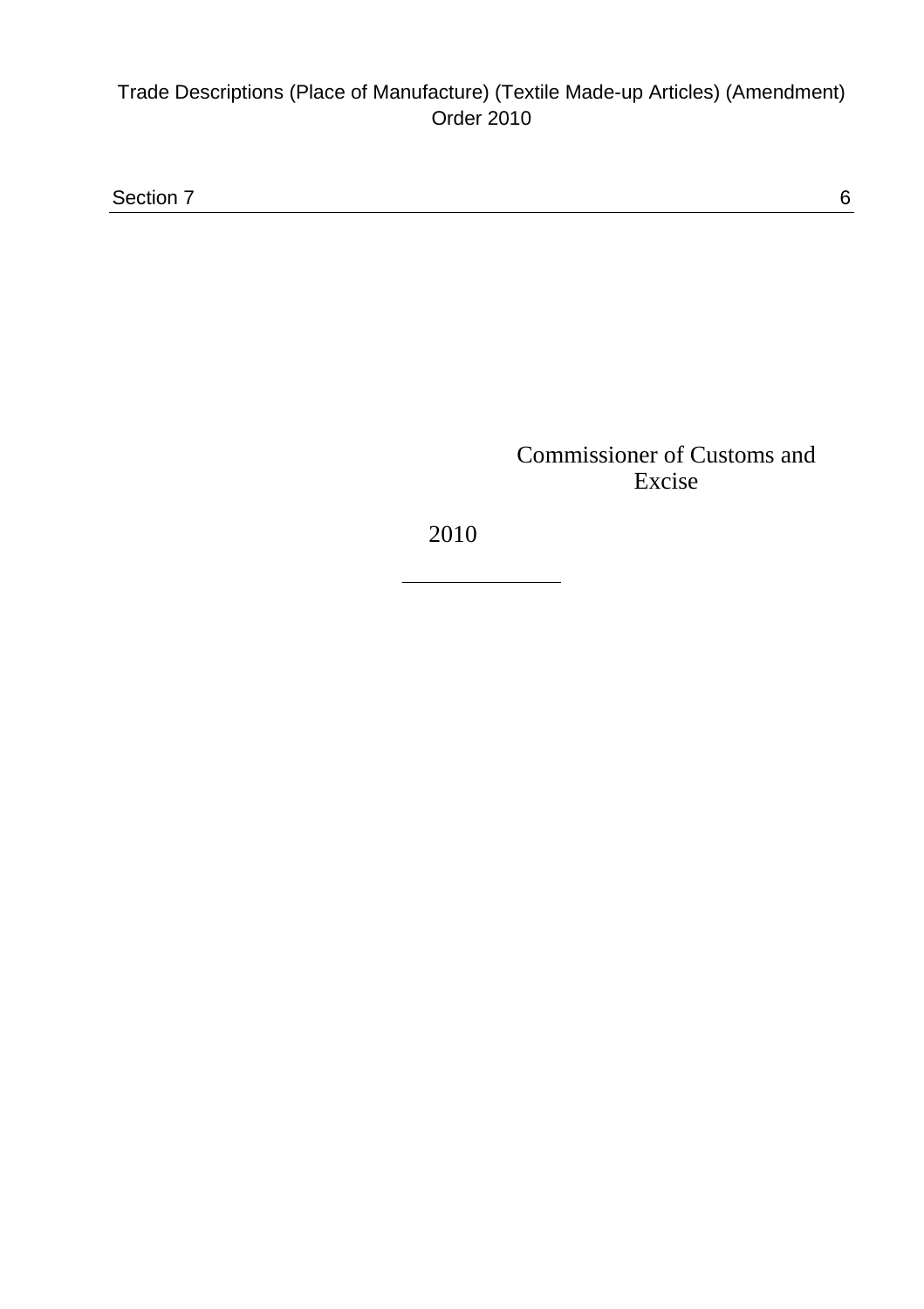Commissioner of Customs and Excise

2010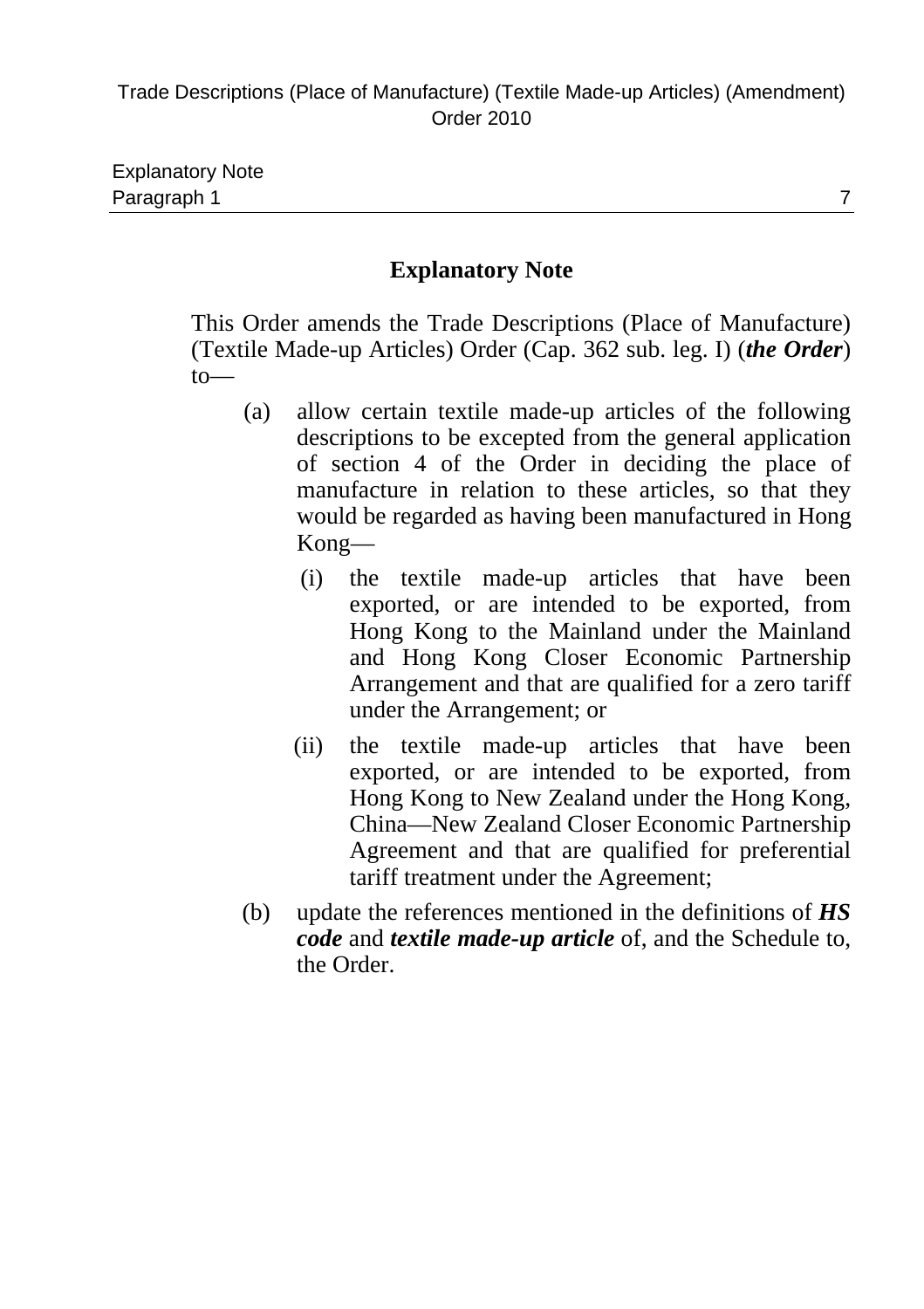## Explanatory Note

This Order amends the Trade Descriptions (Place of Manufacture) (Textile Made-up Articles) Order (Cap. 362 sub. leg. I) (***the Order***) to—

(a) allow certain textile made-up articles of the following descriptions to be excepted from the general application of section 4 of the Order in deciding the place of manufacture in relation to these articles, so that they would be regarded as having been manufactured in Hong Kong—

   (i) the textile made-up articles that have been exported, or are intended to be exported, from Hong Kong to the Mainland under the Mainland and Hong Kong Closer Economic Partnership Arrangement and that are qualified for a zero tariff under the Arrangement; or

   (ii) the textile made-up articles that have been exported, or are intended to be exported, from Hong Kong to New Zealand under the Hong Kong, China—New Zealand Closer Economic Partnership Agreement and that are qualified for preferential tariff treatment under the Agreement;

(b) update the references mentioned in the definitions of ***HS code*** and ***textile made-up article*** of, and the Schedule to, the Order.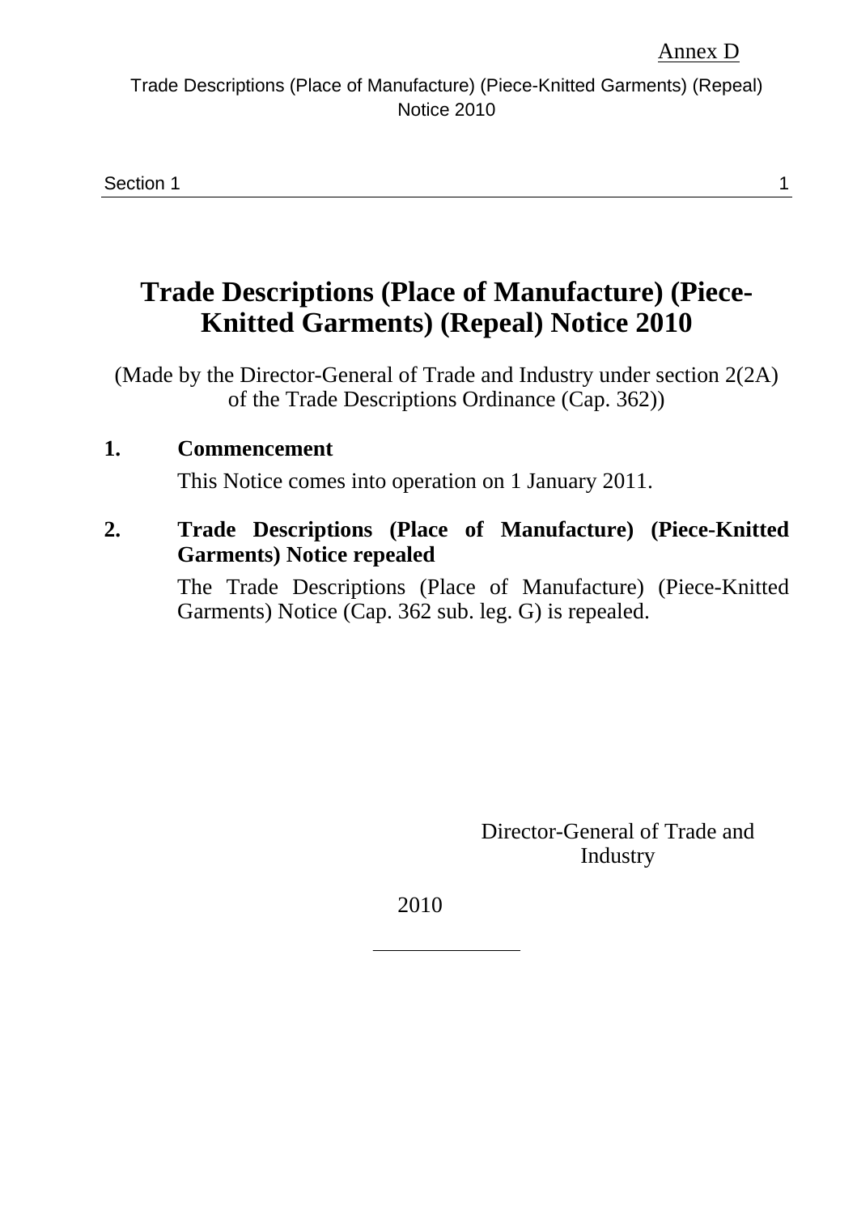Annex D

# Trade Descriptions (Place of Manufacture) (Piece-Knitted Garments) (Repeal) Notice 2010

(Made by the Director-General of Trade and Industry under section 2(2A) of the Trade Descriptions Ordinance (Cap. 362))

**1. Commencement**

This Notice comes into operation on 1 January 2011.

**2. Trade Descriptions (Place of Manufacture) (Piece-Knitted Garments) Notice repealed**

The Trade Descriptions (Place of Manufacture) (Piece-Knitted Garments) Notice (Cap. 362 sub. leg. G) is repealed.

Director-General of Trade and Industry

2010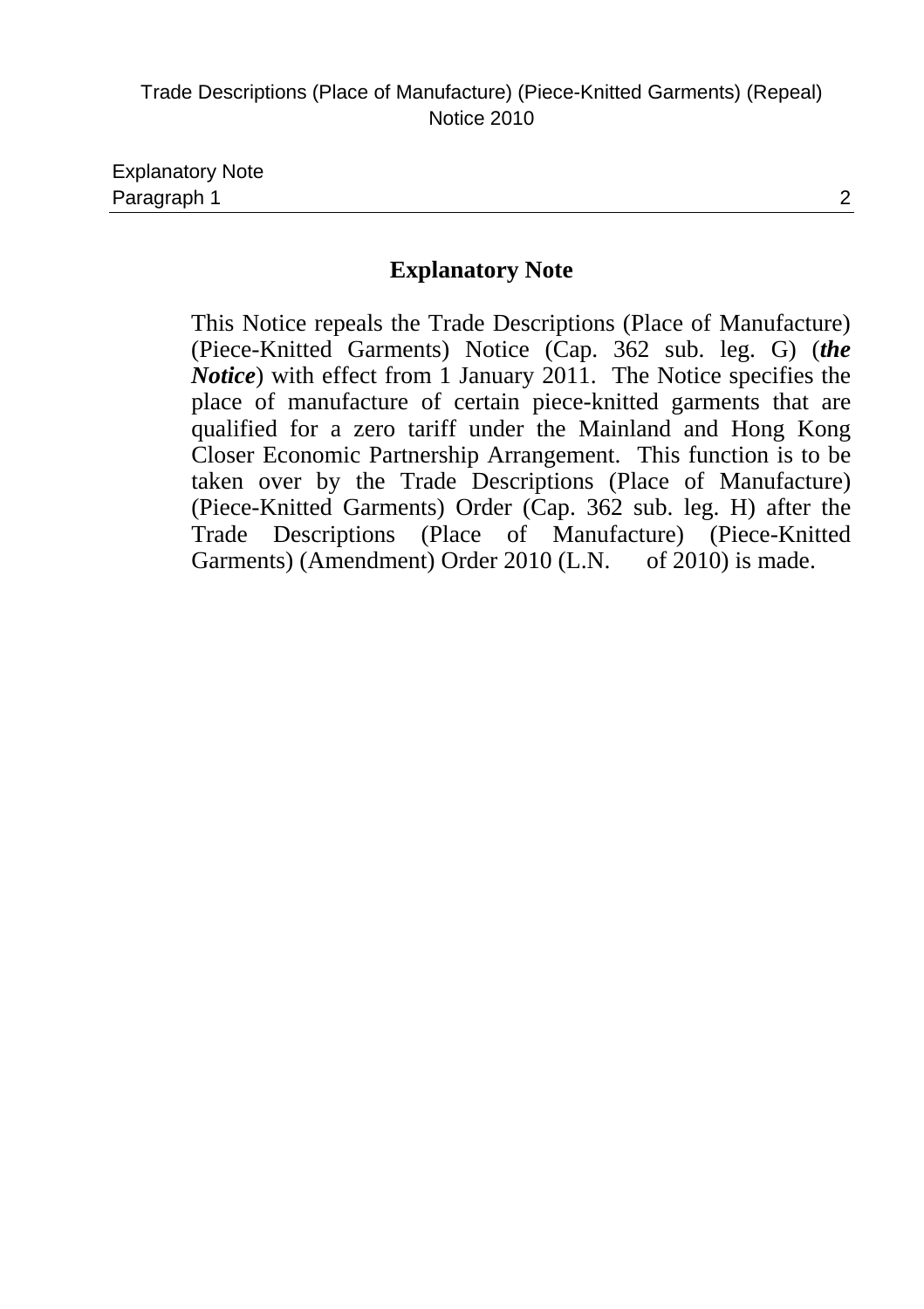## Explanatory Note

This Notice repeals the Trade Descriptions (Place of Manufacture) (Piece-Knitted Garments) Notice (Cap. 362 sub. leg. G) (***the Notice***) with effect from 1 January 2011. The Notice specifies the place of manufacture of certain piece-knitted garments that are qualified for a zero tariff under the Mainland and Hong Kong Closer Economic Partnership Arrangement. This function is to be taken over by the Trade Descriptions (Place of Manufacture) (Piece-Knitted Garments) Order (Cap. 362 sub. leg. H) after the Trade Descriptions (Place of Manufacture) (Piece-Knitted Garments) (Amendment) Order 2010 (L.N. of 2010) is made.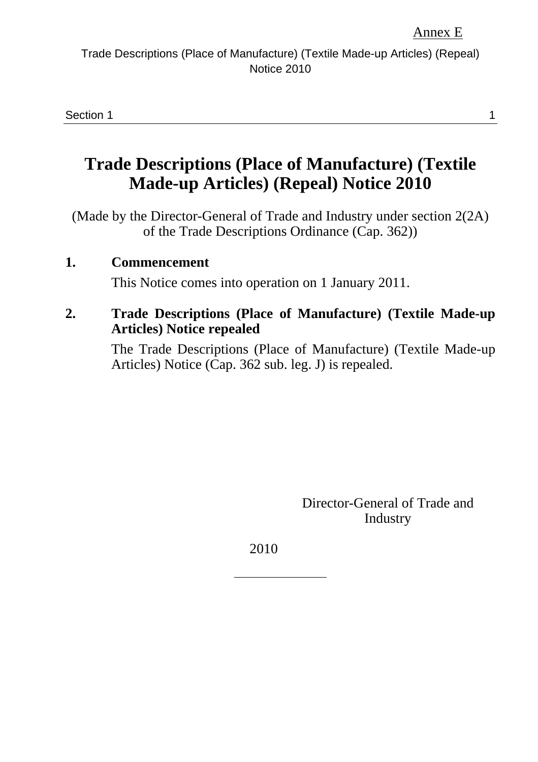Annex E

# Trade Descriptions (Place of Manufacture) (Textile Made-up Articles) (Repeal) Notice 2010

(Made by the Director-General of Trade and Industry under section 2(2A) of the Trade Descriptions Ordinance (Cap. 362))

**1. Commencement**

This Notice comes into operation on 1 January 2011.

**2. Trade Descriptions (Place of Manufacture) (Textile Made-up Articles) Notice repealed**

The Trade Descriptions (Place of Manufacture) (Textile Made-up Articles) Notice (Cap. 362 sub. leg. J) is repealed.

Director-General of Trade and Industry

2010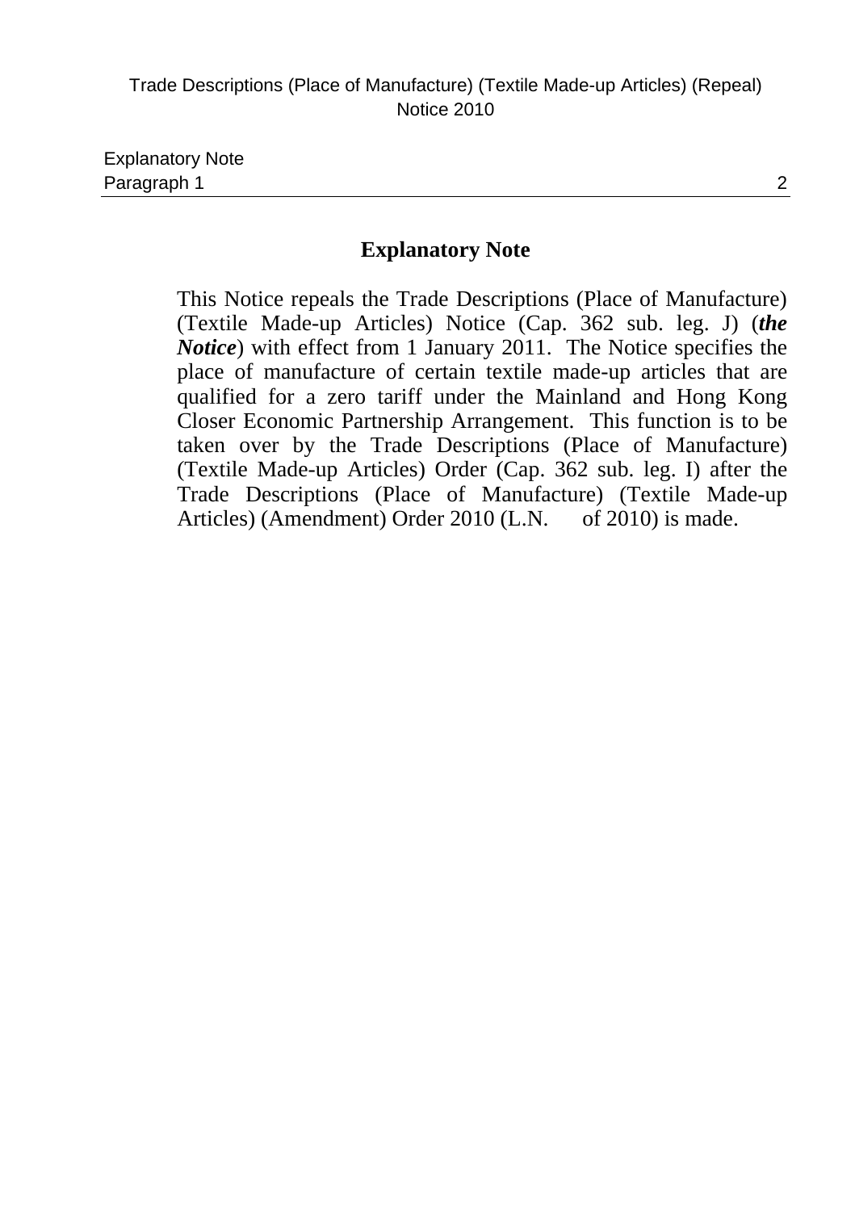# Explanatory Note

This Notice repeals the Trade Descriptions (Place of Manufacture) (Textile Made-up Articles) Notice (Cap. 362 sub. leg. J) (***the Notice***) with effect from 1 January 2011. The Notice specifies the place of manufacture of certain textile made-up articles that are qualified for a zero tariff under the Mainland and Hong Kong Closer Economic Partnership Arrangement. This function is to be taken over by the Trade Descriptions (Place of Manufacture) (Textile Made-up Articles) Order (Cap. 362 sub. leg. I) after the Trade Descriptions (Place of Manufacture) (Textile Made-up Articles) (Amendment) Order 2010 (L.N.      of 2010) is made.